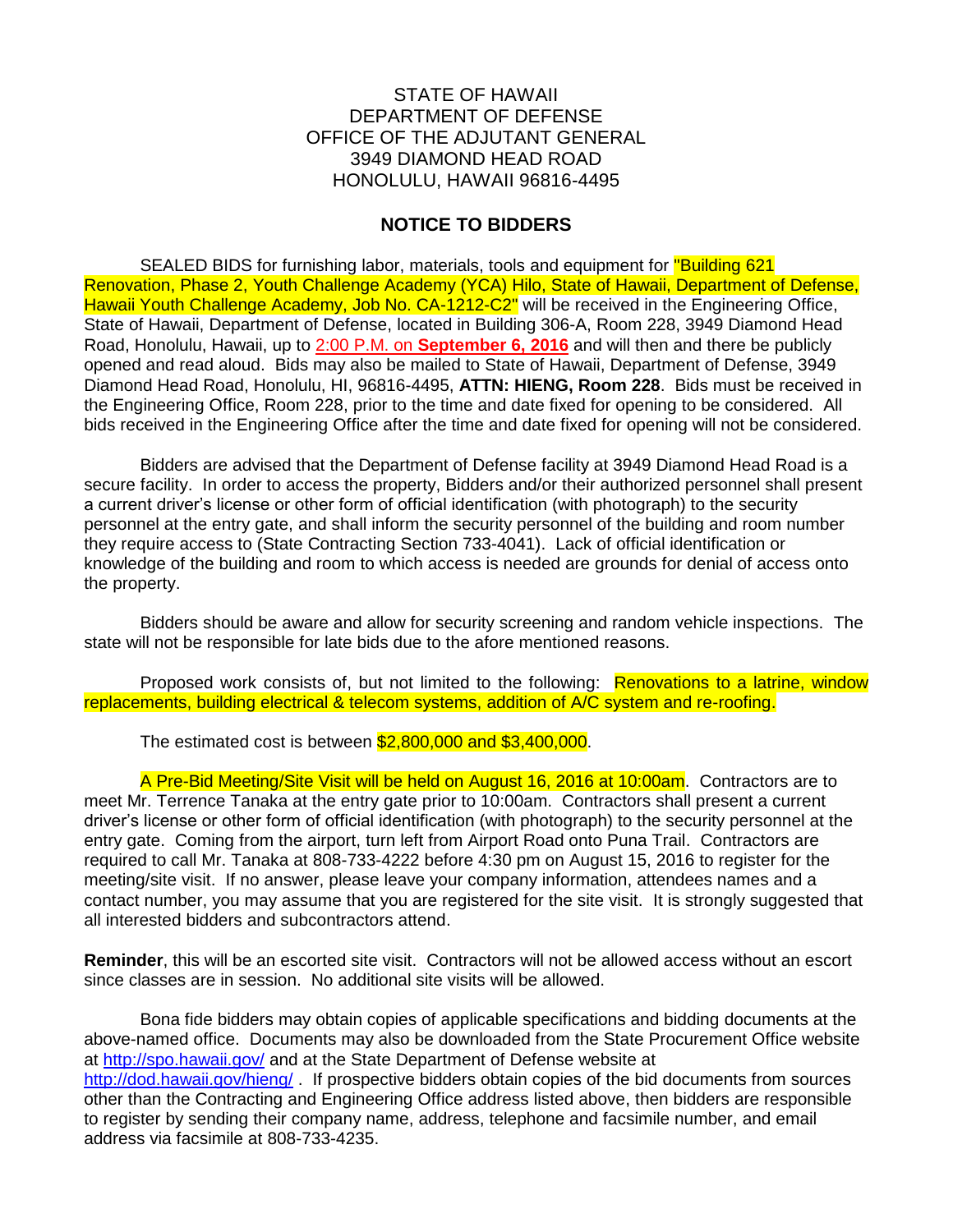STATE OF HAWAII
DEPARTMENT OF DEFENSE
OFFICE OF THE ADJUTANT GENERAL
3949 DIAMOND HEAD ROAD
HONOLULU, HAWAII 96816-4495

## NOTICE TO BIDDERS

SEALED BIDS for furnishing labor, materials, tools and equipment for "Building 621 Renovation, Phase 2, Youth Challenge Academy (YCA) Hilo, State of Hawaii, Department of Defense, Hawaii Youth Challenge Academy, Job No. CA-1212-C2" will be received in the Engineering Office, State of Hawaii, Department of Defense, located in Building 306-A, Room 228, 3949 Diamond Head Road, Honolulu, Hawaii, up to 2:00 P.M. on **September 6, 2016** and will then and there be publicly opened and read aloud. Bids may also be mailed to State of Hawaii, Department of Defense, 3949 Diamond Head Road, Honolulu, HI, 96816-4495, **ATTN: HIENG, Room 228**. Bids must be received in the Engineering Office, Room 228, prior to the time and date fixed for opening to be considered. All bids received in the Engineering Office after the time and date fixed for opening will not be considered.

Bidders are advised that the Department of Defense facility at 3949 Diamond Head Road is a secure facility. In order to access the property, Bidders and/or their authorized personnel shall present a current driver's license or other form of official identification (with photograph) to the security personnel at the entry gate, and shall inform the security personnel of the building and room number they require access to (State Contracting Section 733-4041). Lack of official identification or knowledge of the building and room to which access is needed are grounds for denial of access onto the property.

Bidders should be aware and allow for security screening and random vehicle inspections. The state will not be responsible for late bids due to the afore mentioned reasons.

Proposed work consists of, but not limited to the following: Renovations to a latrine, window replacements, building electrical & telecom systems, addition of A/C system and re-roofing.

The estimated cost is between $2,800,000 and $3,400,000.

A Pre-Bid Meeting/Site Visit will be held on August 16, 2016 at 10:00am. Contractors are to meet Mr. Terrence Tanaka at the entry gate prior to 10:00am. Contractors shall present a current driver's license or other form of official identification (with photograph) to the security personnel at the entry gate. Coming from the airport, turn left from Airport Road onto Puna Trail. Contractors are required to call Mr. Tanaka at 808-733-4222 before 4:30 pm on August 15, 2016 to register for the meeting/site visit. If no answer, please leave your company information, attendees names and a contact number, you may assume that you are registered for the site visit. It is strongly suggested that all interested bidders and subcontractors attend.

**Reminder**, this will be an escorted site visit. Contractors will not be allowed access without an escort since classes are in session. No additional site visits will be allowed.

Bona fide bidders may obtain copies of applicable specifications and bidding documents at the above-named office. Documents may also be downloaded from the State Procurement Office website at http://spo.hawaii.gov/ and at the State Department of Defense website at http://dod.hawaii.gov/hieng/ . If prospective bidders obtain copies of the bid documents from sources other than the Contracting and Engineering Office address listed above, then bidders are responsible to register by sending their company name, address, telephone and facsimile number, and email address via facsimile at 808-733-4235.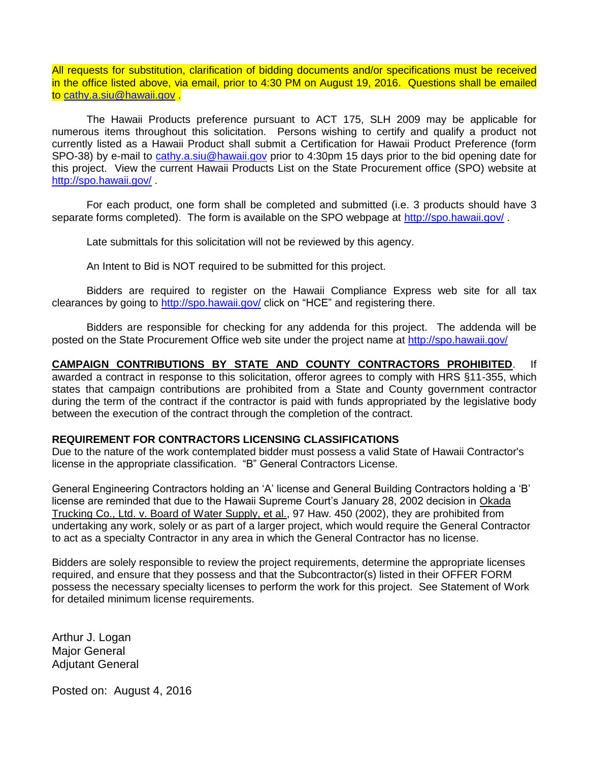All requests for substitution, clarification of bidding documents and/or specifications must be received in the office listed above, via email, prior to 4:30 PM on August 19, 2016. Questions shall be emailed to cathy.a.siu@hawaii.gov .

The Hawaii Products preference pursuant to ACT 175, SLH 2009 may be applicable for numerous items throughout this solicitation. Persons wishing to certify and qualify a product not currently listed as a Hawaii Product shall submit a Certification for Hawaii Product Preference (form SPO-38) by e-mail to cathy.a.siu@hawaii.gov prior to 4:30pm 15 days prior to the bid opening date for this project. View the current Hawaii Products List on the State Procurement office (SPO) website at http://spo.hawaii.gov/ .

For each product, one form shall be completed and submitted (i.e. 3 products should have 3 separate forms completed). The form is available on the SPO webpage at http://spo.hawaii.gov/ .

Late submittals for this solicitation will not be reviewed by this agency.

An Intent to Bid is NOT required to be submitted for this project.

Bidders are required to register on the Hawaii Compliance Express web site for all tax clearances by going to http://spo.hawaii.gov/ click on "HCE" and registering there.

Bidders are responsible for checking for any addenda for this project. The addenda will be posted on the State Procurement Office web site under the project name at http://spo.hawaii.gov/

**CAMPAIGN CONTRIBUTIONS BY STATE AND COUNTY CONTRACTORS PROHIBITED**. If awarded a contract in response to this solicitation, offeror agrees to comply with HRS §11-355, which states that campaign contributions are prohibited from a State and County government contractor during the term of the contract if the contractor is paid with funds appropriated by the legislative body between the execution of the contract through the completion of the contract.

**REQUIREMENT FOR CONTRACTORS LICENSING CLASSIFICATIONS**

Due to the nature of the work contemplated bidder must possess a valid State of Hawaii Contractor's license in the appropriate classification. "B" General Contractors License.

General Engineering Contractors holding an 'A' license and General Building Contractors holding a 'B' license are reminded that due to the Hawaii Supreme Court's January 28, 2002 decision in Okada Trucking Co., Ltd. v. Board of Water Supply, et al., 97 Haw. 450 (2002), they are prohibited from undertaking any work, solely or as part of a larger project, which would require the General Contractor to act as a specialty Contractor in any area in which the General Contractor has no license.

Bidders are solely responsible to review the project requirements, determine the appropriate licenses required, and ensure that they possess and that the Subcontractor(s) listed in their OFFER FORM possess the necessary specialty licenses to perform the work for this project. See Statement of Work for detailed minimum license requirements.

Arthur J. Logan
Major General
Adjutant General

Posted on: August 4, 2016